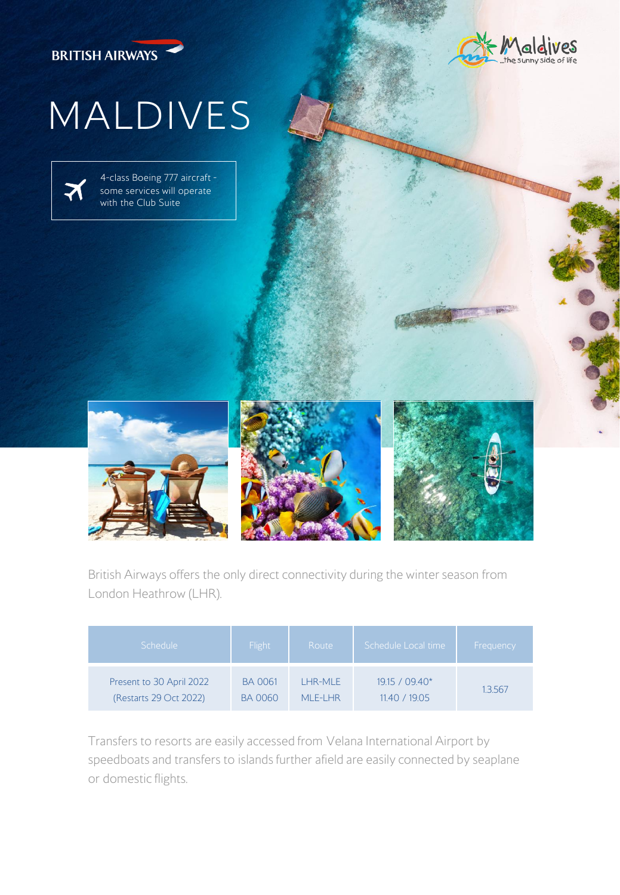BRITISH AIRWAYS

Maldives ...the sunny side of life

# MALDIVES

4-class Boeing 777 aircraft - some services will operate with the Club Suite

British Airways offers the only direct connectivity during the winter season from London Heathrow (LHR).

| Schedule | Flight | Route | Schedule Local time | Frequency |
|---|---|---|---|---|
| Present to 30 April 2022 (Restarts 29 Oct 2022) | BA 0061<br>BA 0060 | LHR-MLE<br>MLE-LHR | 19.15 / 09.40*<br>11.40 / 19.05 | 1.3.567 |

Transfers to resorts are easily accessed from Velana International Airport by speedboats and transfers to islands further afield are easily connected by seaplane or domestic flights.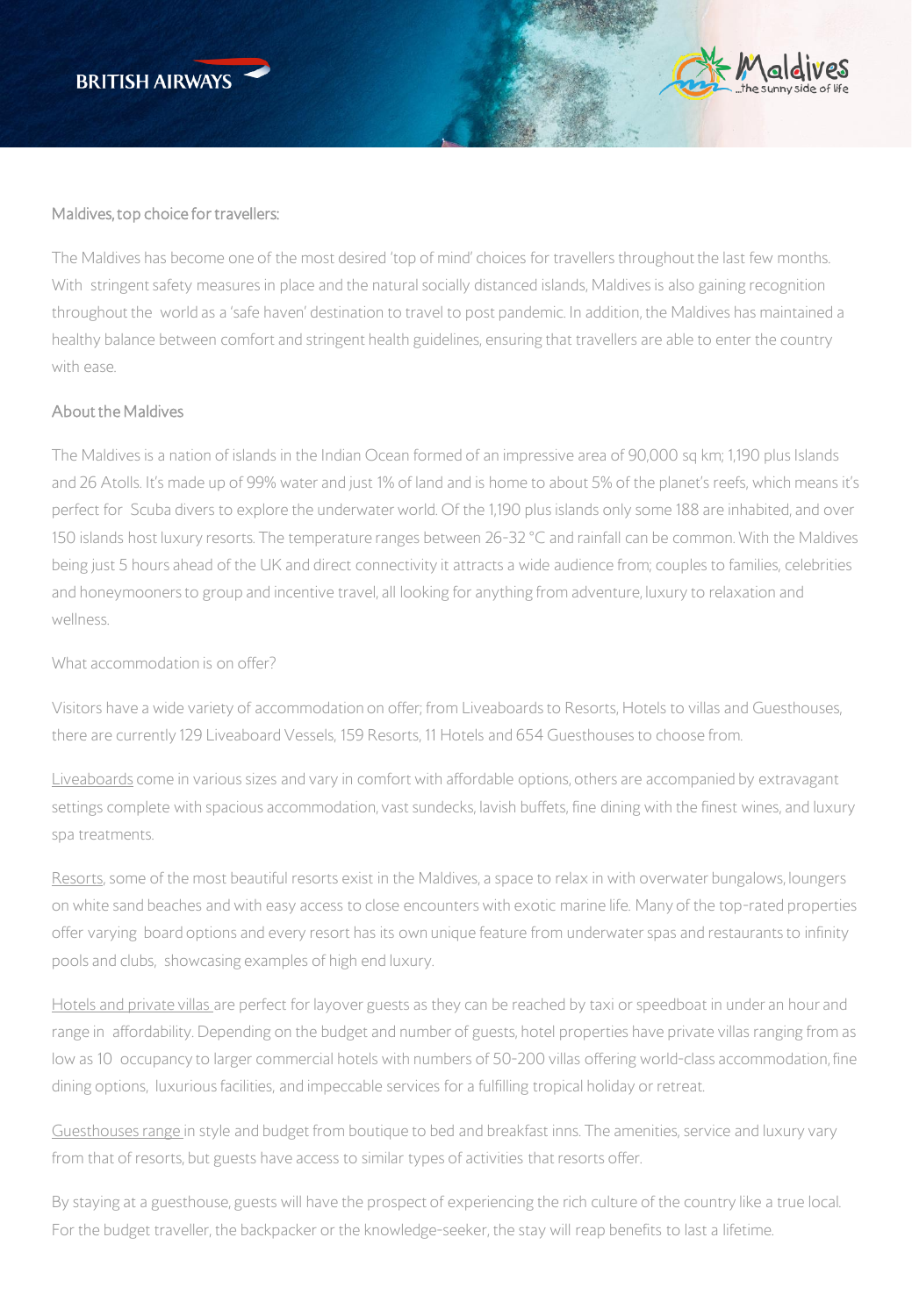## Maldives, top choice for travellers:

The Maldives has become one of the most desired 'top of mind' choices for travellers throughout the last few months. With stringent safety measures in place and the natural socially distanced islands, Maldives is also gaining recognition throughout the world as a 'safe haven' destination to travel to post pandemic. In addition, the Maldives has maintained a healthy balance between comfort and stringent health guidelines, ensuring that travellers are able to enter the country with ease.

## About the Maldives

The Maldives is a nation of islands in the Indian Ocean formed of an impressive area of 90,000 sq km; 1,190 plus Islands and 26 Atolls. It's made up of 99% water and just 1% of land and is home to about 5% of the planet's reefs, which means it's perfect for Scuba divers to explore the underwater world. Of the 1,190 plus islands only some 188 are inhabited, and over 150 islands host luxury resorts. The temperature ranges between 26-32 °C and rainfall can be common. With the Maldives being just 5 hours ahead of the UK and direct connectivity it attracts a wide audience from; couples to families, celebrities and honeymooners to group and incentive travel, all looking for anything from adventure, luxury to relaxation and wellness.

## What accommodation is on offer?

Visitors have a wide variety of accommodation on offer; from Liveaboards to Resorts, Hotels to villas and Guesthouses, there are currently 129 Liveaboard Vessels, 159 Resorts, 11 Hotels and 654 Guesthouses to choose from.

Liveaboards come in various sizes and vary in comfort with affordable options, others are accompanied by extravagant settings complete with spacious accommodation, vast sundecks, lavish buffets, fine dining with the finest wines, and luxury spa treatments.

Resorts, some of the most beautiful resorts exist in the Maldives, a space to relax in with overwater bungalows, loungers on white sand beaches and with easy access to close encounters with exotic marine life. Many of the top-rated properties offer varying board options and every resort has its own unique feature from underwater spas and restaurants to infinity pools and clubs, showcasing examples of high end luxury.

Hotels and private villas are perfect for layover guests as they can be reached by taxi or speedboat in under an hour and range in affordability. Depending on the budget and number of guests, hotel properties have private villas ranging from as low as 10 occupancy to larger commercial hotels with numbers of 50-200 villas offering world-class accommodation, fine dining options, luxurious facilities, and impeccable services for a fulfilling tropical holiday or retreat.

Guesthouses range in style and budget from boutique to bed and breakfast inns. The amenities, service and luxury vary from that of resorts, but guests have access to similar types of activities that resorts offer.

By staying at a guesthouse, guests will have the prospect of experiencing the rich culture of the country like a true local. For the budget traveller, the backpacker or the knowledge-seeker, the stay will reap benefits to last a lifetime.